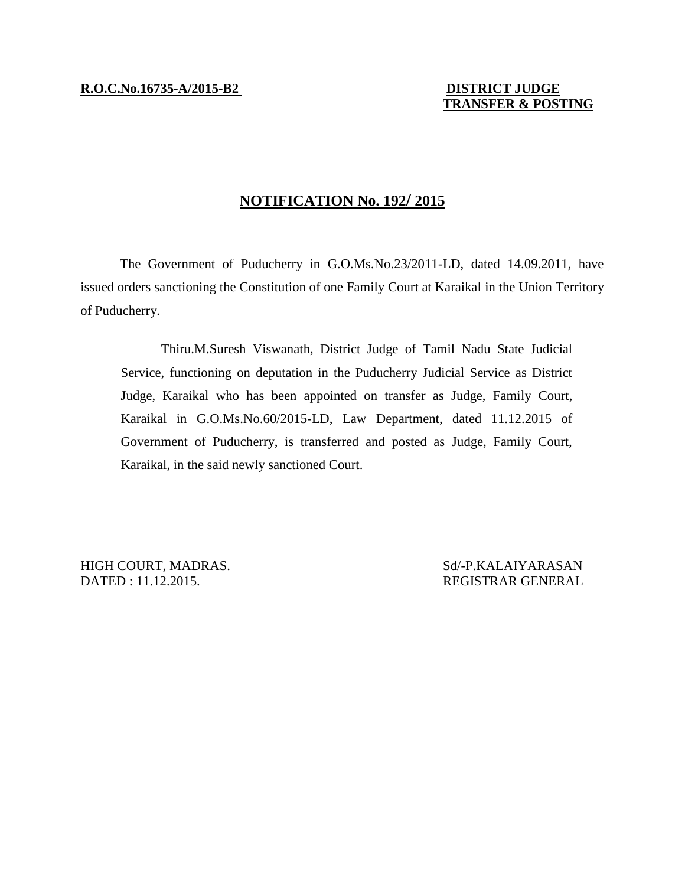**R.O.C.No.16735-A/2015-B2**

**DISTRICT JUDGE**
**TRANSFER & POSTING**

## NOTIFICATION No. 192/ 2015

The Government of Puducherry in G.O.Ms.No.23/2011-LD, dated 14.09.2011, have issued orders sanctioning the Constitution of one Family Court at Karaikal in the Union Territory of Puducherry.

> Thiru.M.Suresh Viswanath, District Judge of Tamil Nadu State Judicial Service, functioning on deputation in the Puducherry Judicial Service as District Judge, Karaikal who has been appointed on transfer as Judge, Family Court, Karaikal in G.O.Ms.No.60/2015-LD, Law Department, dated 11.12.2015 of Government of Puducherry, is transferred and posted as Judge, Family Court, Karaikal, in the said newly sanctioned Court.

HIGH COURT, MADRAS.
DATED : 11.12.2015.

Sd/-P.KALAIYARASAN
REGISTRAR GENERAL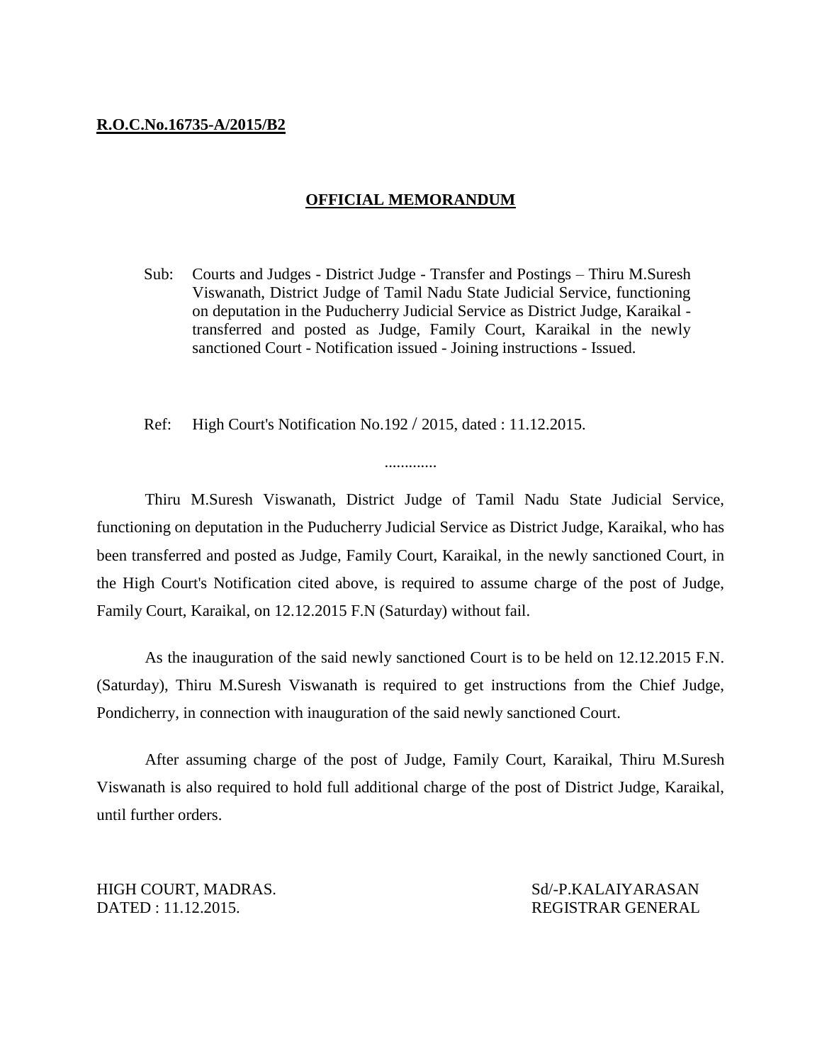**R.O.C.No.16735-A/2015/B2**

## OFFICIAL MEMORANDUM

Sub: Courts and Judges - District Judge - Transfer and Postings – Thiru M.Suresh Viswanath, District Judge of Tamil Nadu State Judicial Service, functioning on deputation in the Puducherry Judicial Service as District Judge, Karaikal - transferred and posted as Judge, Family Court, Karaikal in the newly sanctioned Court - Notification issued - Joining instructions - Issued.

Ref: High Court's Notification No.192 / 2015, dated : 11.12.2015.

.............

Thiru M.Suresh Viswanath, District Judge of Tamil Nadu State Judicial Service, functioning on deputation in the Puducherry Judicial Service as District Judge, Karaikal, who has been transferred and posted as Judge, Family Court, Karaikal, in the newly sanctioned Court, in the High Court's Notification cited above, is required to assume charge of the post of Judge, Family Court, Karaikal, on 12.12.2015 F.N (Saturday) without fail.

As the inauguration of the said newly sanctioned Court is to be held on 12.12.2015 F.N. (Saturday), Thiru M.Suresh Viswanath is required to get instructions from the Chief Judge, Pondicherry, in connection with inauguration of the said newly sanctioned Court.

After assuming charge of the post of Judge, Family Court, Karaikal, Thiru M.Suresh Viswanath is also required to hold full additional charge of the post of District Judge, Karaikal, until further orders.

HIGH COURT, MADRAS.
DATED : 11.12.2015.

Sd/-P.KALAIYARASAN
REGISTRAR GENERAL